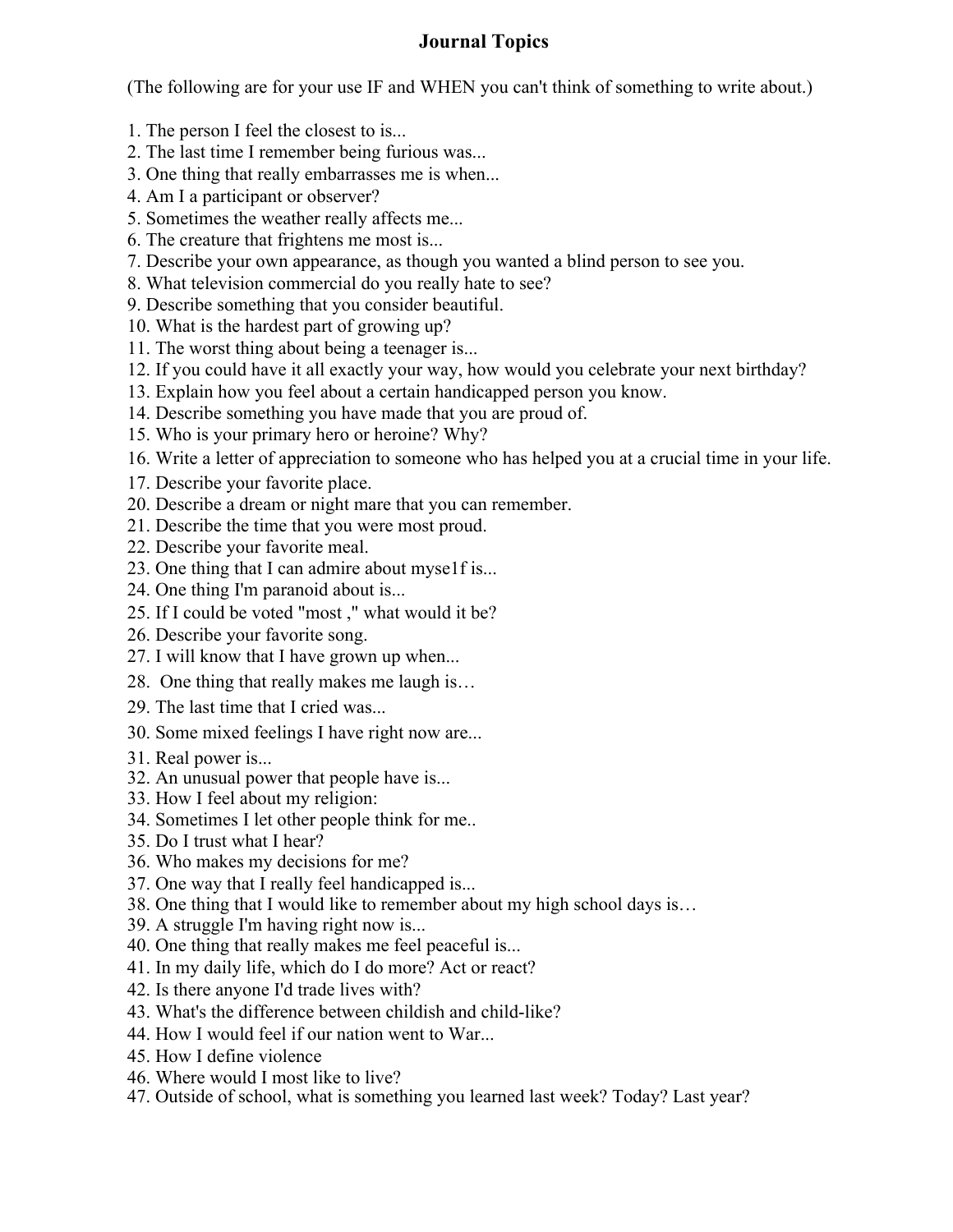# Journal Topics

(The following are for your use IF and WHEN you can't think of something to write about.)

1. The person I feel the closest to is...
2. The last time I remember being furious was...
3. One thing that really embarrasses me is when...
4. Am I a participant or observer?
5. Sometimes the weather really affects me...
6. The creature that frightens me most is...
7. Describe your own appearance, as though you wanted a blind person to see you.
8. What television commercial do you really hate to see?
9. Describe something that you consider beautiful.
10. What is the hardest part of growing up?
11. The worst thing about being a teenager is...
12. If you could have it all exactly your way, how would you celebrate your next birthday?
13. Explain how you feel about a certain handicapped person you know.
14. Describe something you have made that you are proud of.
15. Who is your primary hero or heroine? Why?
16. Write a letter of appreciation to someone who has helped you at a crucial time in your life.
17. Describe your favorite place.
20. Describe a dream or night mare that you can remember.
21. Describe the time that you were most proud.
22. Describe your favorite meal.
23. One thing that I can admire about myse1f is...
24. One thing I'm paranoid about is...
25. If I could be voted "most ," what would it be?
26. Describe your favorite song.
27. I will know that I have grown up when...
28. One thing that really makes me laugh is…
29. The last time that I cried was...
30. Some mixed feelings I have right now are...
31. Real power is...
32. An unusual power that people have is...
33. How I feel about my religion:
34. Sometimes I let other people think for me..
35. Do I trust what I hear?
36. Who makes my decisions for me?
37. One way that I really feel handicapped is...
38. One thing that I would like to remember about my high school days is…
39. A struggle I'm having right now is...
40. One thing that really makes me feel peaceful is...
41. In my daily life, which do I do more? Act or react?
42. Is there anyone I'd trade lives with?
43. What's the difference between childish and child-like?
44. How I would feel if our nation went to War...
45. How I define violence
46. Where would I most like to live?
47. Outside of school, what is something you learned last week? Today? Last year?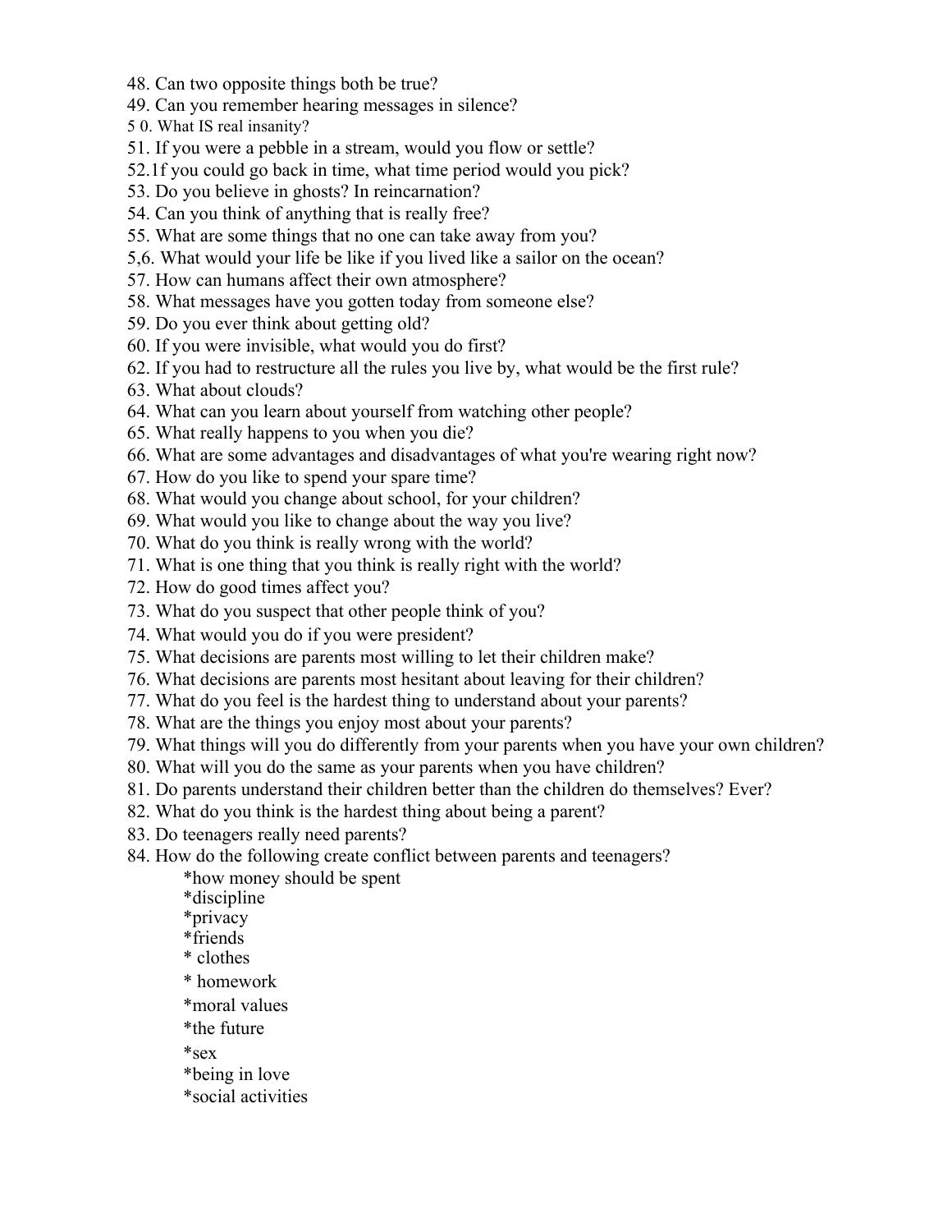48. Can two opposite things both be true?
49. Can you remember hearing messages in silence?
5 0. What IS real insanity?
51. If you were a pebble in a stream, would you flow or settle?
52.1f you could go back in time, what time period would you pick?
53. Do you believe in ghosts? In reincarnation?
54. Can you think of anything that is really free?
55. What are some things that no one can take away from you?
5,6. What would your life be like if you lived like a sailor on the ocean?
57. How can humans affect their own atmosphere?
58. What messages have you gotten today from someone else?
59. Do you ever think about getting old?
60. If you were invisible, what would you do first?
62. If you had to restructure all the rules you live by, what would be the first rule?
63. What about clouds?
64. What can you learn about yourself from watching other people?
65. What really happens to you when you die?
66. What are some advantages and disadvantages of what you're wearing right now?
67. How do you like to spend your spare time?
68. What would you change about school, for your children?
69. What would you like to change about the way you live?
70. What do you think is really wrong with the world?
71. What is one thing that you think is really right with the world?
72. How do good times affect you?
73. What do you suspect that other people think of you?
74. What would you do if you were president?
75. What decisions are parents most willing to let their children make?
76. What decisions are parents most hesitant about leaving for their children?
77. What do you feel is the hardest thing to understand about your parents?
78. What are the things you enjoy most about your parents?
79. What things will you do differently from your parents when you have your own children?
80. What will you do the same as your parents when you have children?
81. Do parents understand their children better than the children do themselves? Ever?
82. What do you think is the hardest thing about being a parent?
83. Do teenagers really need parents?
84. How do the following create conflict between parents and teenagers?

   *how money should be spent
   *discipline
   *privacy
   *friends
   * clothes
   * homework
   *moral values
   *the future
   *sex
   *being in love
   *social activities